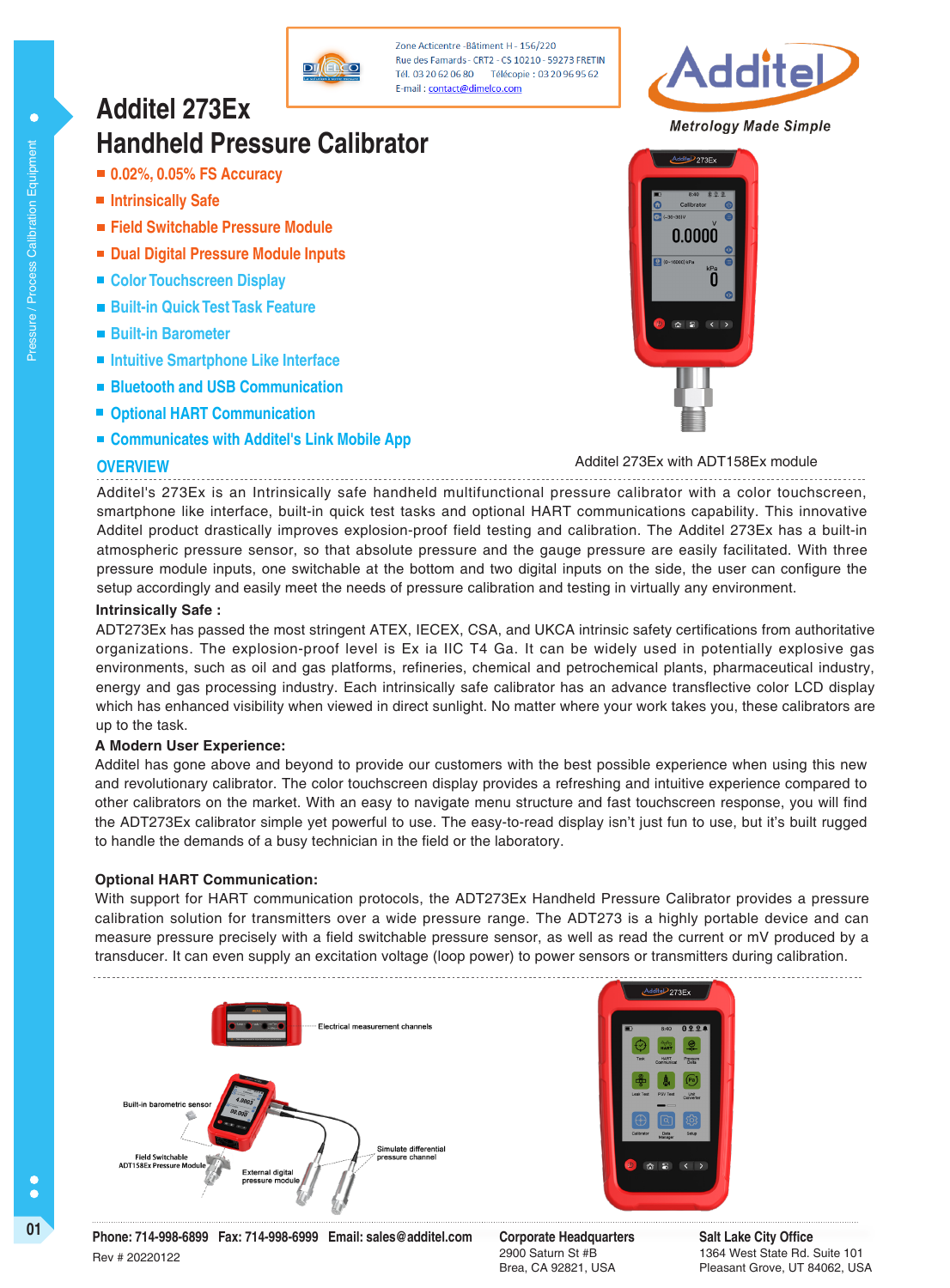Zone Acticentre -Bâtiment H - 156/220
Rue des Famards - CRT2 - CS 10210 - 59273 FRETIN
Tél. 03 20 62 06 80 Télécopie : 03 20 96 95 62
E-mail : contact@dimelco.com

Metrology Made Simple

# Additel 273Ex Handheld Pressure Calibrator

- 0.02%, 0.05% FS Accuracy
- Intrinsically Safe
- Field Switchable Pressure Module
- Dual Digital Pressure Module Inputs
- Color Touchscreen Display
- Built-in Quick Test Task Feature
- Built-in Barometer
- Intuitive Smartphone Like Interface
- Bluetooth and USB Communication
- Optional HART Communication
- Communicates with Additel's Link Mobile App

Additel 273Ex with ADT158Ex module

## OVERVIEW

Additel's 273Ex is an Intrinsically safe handheld multifunctional pressure calibrator with a color touchscreen, smartphone like interface, built-in quick test tasks and optional HART communications capability. This innovative Additel product drastically improves explosion-proof field testing and calibration. The Additel 273Ex has a built-in atmospheric pressure sensor, so that absolute pressure and the gauge pressure are easily facilitated. With three pressure module inputs, one switchable at the bottom and two digital inputs on the side, the user can configure the setup accordingly and easily meet the needs of pressure calibration and testing in virtually any environment.

**Intrinsically Safe :**

ADT273Ex has passed the most stringent ATEX, IECEX, CSA, and UKCA intrinsic safety certifications from authoritative organizations. The explosion-proof level is Ex ia IIC T4 Ga. It can be widely used in potentially explosive gas environments, such as oil and gas platforms, refineries, chemical and petrochemical plants, pharmaceutical industry, energy and gas processing industry. Each intrinsically safe calibrator has an advance transflective color LCD display which has enhanced visibility when viewed in direct sunlight. No matter where your work takes you, these calibrators are up to the task.

**A Modern User Experience:**

Additel has gone above and beyond to provide our customers with the best possible experience when using this new and revolutionary calibrator. The color touchscreen display provides a refreshing and intuitive experience compared to other calibrators on the market. With an easy to navigate menu structure and fast touchscreen response, you will find the ADT273Ex calibrator simple yet powerful to use. The easy-to-read display isn't just fun to use, but it's built rugged to handle the demands of a busy technician in the field or the laboratory.

**Optional HART Communication:**

With support for HART communication protocols, the ADT273Ex Handheld Pressure Calibrator provides a pressure calibration solution for transmitters over a wide pressure range. The ADT273 is a highly portable device and can measure pressure precisely with a field switchable pressure sensor, as well as read the current or mV produced by a transducer. It can even supply an excitation voltage (loop power) to power sensors or transmitters during calibration.

Electrical measurement channels

Built-in barometric sensor

Field Switchable ADT158Ex Pressure Module

External digital pressure module

Simulate differential pressure channel

**Phone: 714-998-6899 Fax: 714-998-6999 Email: sales@additel.com**

Rev # 20220122

**Corporate Headquarters**
2900 Saturn St #B
Brea, CA 92821, USA

**Salt Lake City Office**
1364 West State Rd. Suite 101
Pleasant Grove, UT 84062, USA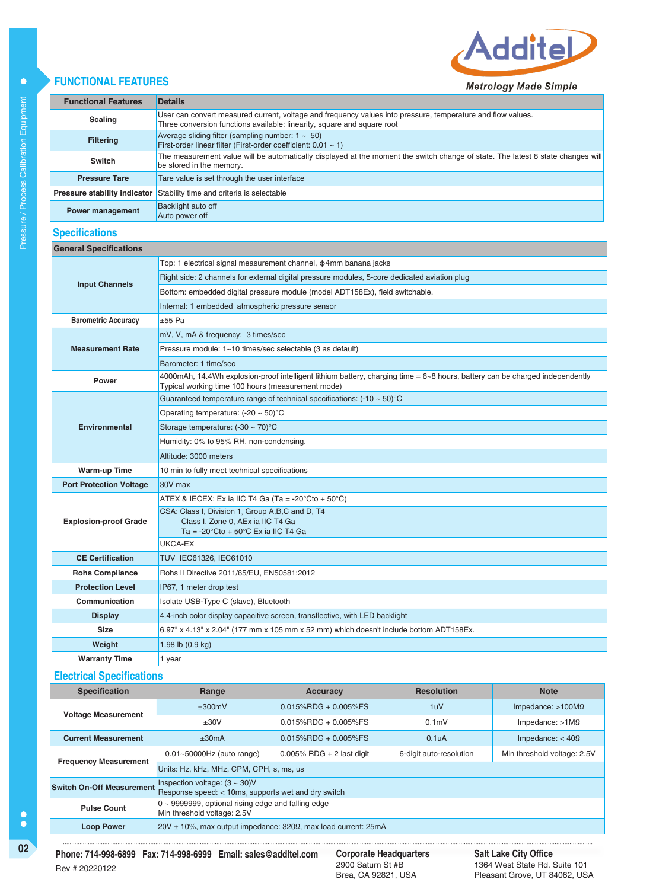## FUNCTIONAL FEATURES

| Functional Features | Details |
|---|---|
| Scaling | User can convert measured current, voltage and frequency values into pressure, temperature and flow values. Three conversion functions available: linearity, square and square root |
| Filtering | Average sliding filter (sampling number: 1 ~ 50) First-order linear filter (First-order coefficient: 0.01 ~ 1) |
| Switch | The measurement value will be automatically displayed at the moment the switch change of state. The latest 8 state changes will be stored in the memory. |
| Pressure Tare | Tare value is set through the user interface |
| Pressure stability indicator | Stability time and criteria is selectable |
| Power management | Backlight auto off Auto power off |

## Specifications

| General Specifications | |
|---|---|
| Input Channels | Top: 1 electrical signal measurement channel, ϕ4mm banana jacks |
| | Right side: 2 channels for external digital pressure modules, 5-core dedicated aviation plug |
| | Bottom: embedded digital pressure module (model ADT158Ex), field switchable. |
| | Internal: 1 embedded atmospheric pressure sensor |
| Barometric Accuracy | ±55 Pa |
| Measurement Rate | mV, V, mA & frequency: 3 times/sec |
| | Pressure module: 1~10 times/sec selectable (3 as default) |
| | Barometer: 1 time/sec |
| Power | 4000mAh, 14.4Wh explosion-proof intelligent lithium battery, charging time = 6~8 hours, battery can be charged independently Typical working time 100 hours (measurement mode) |
| Environmental | Guaranteed temperature range of technical specifications: (-10 ~ 50)°C |
| | Operating temperature: (-20 ~ 50)°C |
| | Storage temperature: (-30 ~ 70)°C |
| | Humidity: 0% to 95% RH, non-condensing. |
| | Altitude: 3000 meters |
| Warm-up Time | 10 min to fully meet technical specifications |
| Port Protection Voltage | 30V max |
| Explosion-proof Grade | ATEX & IECEX: Ex ia IIC T4 Ga (Ta = -20°Cto + 50°C) |
| | CSA: Class I, Division 1, Group A,B,C and D, T4 Class I, Zone 0, AEx ia IIC T4 Ga Ta = -20°Cto + 50°C Ex ia IIC T4 Ga |
| | UKCA-EX |
| CE Certification | TUV IEC61326, IEC61010 |
| Rohs Compliance | Rohs II Directive 2011/65/EU, EN50581:2012 |
| Protection Level | IP67, 1 meter drop test |
| Communication | Isolate USB-Type C (slave), Bluetooth |
| Display | 4.4-inch color display capacitive screen, transflective, with LED backlight |
| Size | 6.97" x 4.13" x 2.04" (177 mm x 105 mm x 52 mm) which doesn't include bottom ADT158Ex. |
| Weight | 1.98 lb (0.9 kg) |
| Warranty Time | 1 year |

## Electrical Specifications

| Specification | Range | Accuracy | Resolution | Note |
|---|---|---|---|---|
| Voltage Measurement | ±300mV | 0.015%RDG + 0.005%FS | 1uV | Impedance: >100MΩ |
| | ±30V | 0.015%RDG + 0.005%FS | 0.1mV | Impedance: >1MΩ |
| Current Measurement | ±30mA | 0.015%RDG + 0.005%FS | 0.1uA | Impedance: < 40Ω |
| Frequency Measurement | 0.01~50000Hz (auto range) | 0.005% RDG + 2 last digit | 6-digit auto-resolution | Min threshold voltage: 2.5V |
| | Units: Hz, kHz, MHz, CPM, CPH, s, ms, us | | | |
| Switch On-Off Measurement | Inspection voltage: (3 ~ 30)V Response speed: < 10ms, supports wet and dry switch | | | |
| Pulse Count | 0 ~ 9999999, optional rising edge and falling edge Min threshold voltage: 2.5V | | | |
| Loop Power | 20V ± 10%, max output impedance: 320Ω, max load current: 25mA | | | |

**Phone: 714-998-6899 Fax: 714-998-6999 Email: sales@additel.com**

Rev # 20220122

**Corporate Headquarters**
2900 Saturn St #B
Brea, CA 92821, USA

**Salt Lake City Office**
1364 West State Rd. Suite 101
Pleasant Grove, UT 84062, USA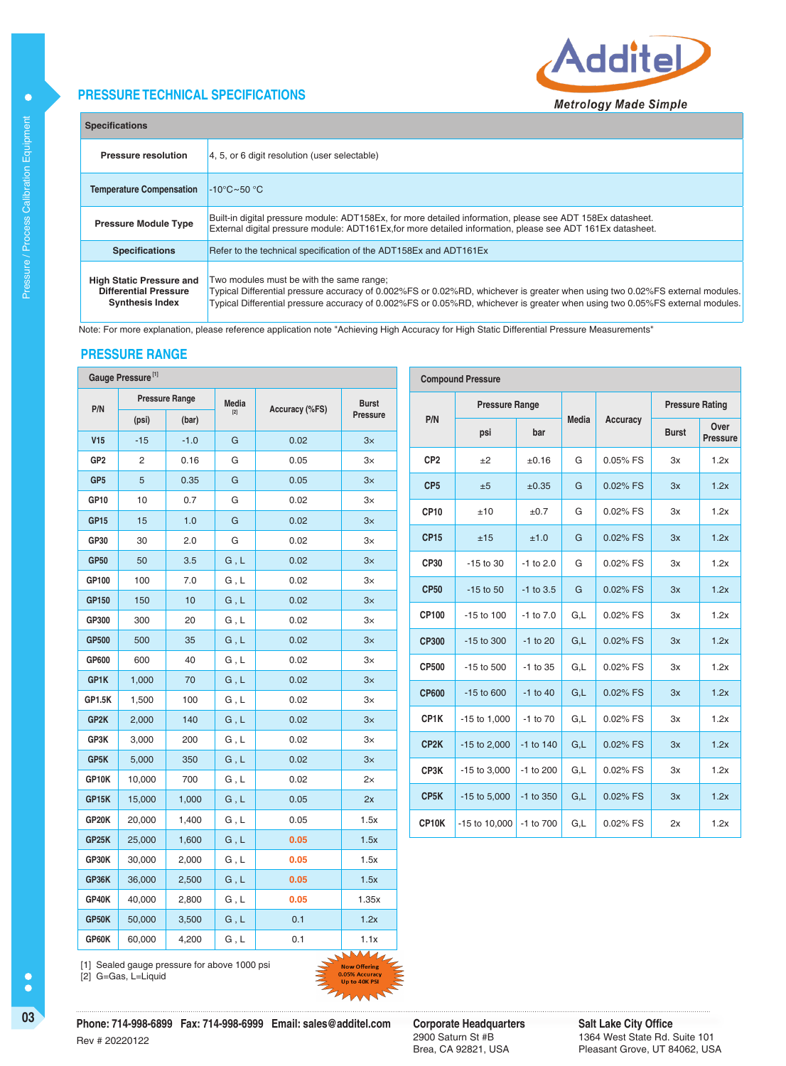## PRESSURE TECHNICAL SPECIFICATIONS

| Specifications | |
|---|---|
| Pressure resolution | 4, 5, or 6 digit resolution (user selectable) |
| Temperature Compensation | -10°C~50 °C |
| Pressure Module Type | Built-in digital pressure module: ADT158Ex, for more detailed information, please see ADT 158Ex datasheet.<br>External digital pressure module: ADT161Ex,for more detailed information, please see ADT 161Ex datasheet. |
| Specifications | Refer to the technical specification of the ADT158Ex and ADT161Ex |
| High Static Pressure and Differential Pressure Synthesis Index | Two modules must be with the same range;<br>Typical Differential pressure accuracy of 0.002%FS or 0.02%RD, whichever is greater when using two 0.02%FS external modules.<br>Typical Differential pressure accuracy of 0.002%FS or 0.05%RD, whichever is greater when using two 0.05%FS external modules. |

Note: For more explanation, please reference application note "Achieving High Accuracy for High Static Differential Pressure Measurements"

## PRESSURE RANGE

**Gauge Pressure [1]**

| P/N | Pressure Range | | Media [2] | Accuracy (%FS) | Burst Pressure |
|---|---|---|---|---|---|
| | (psi) | (bar) | | | |
| V15 | -15 | -1.0 | G | 0.02 | 3× |
| GP2 | 2 | 0.16 | G | 0.05 | 3× |
| GP5 | 5 | 0.35 | G | 0.05 | 3× |
| GP10 | 10 | 0.7 | G | 0.02 | 3× |
| GP15 | 15 | 1.0 | G | 0.02 | 3× |
| GP30 | 30 | 2.0 | G | 0.02 | 3× |
| GP50 | 50 | 3.5 | G , L | 0.02 | 3× |
| GP100 | 100 | 7.0 | G , L | 0.02 | 3× |
| GP150 | 150 | 10 | G , L | 0.02 | 3× |
| GP300 | 300 | 20 | G , L | 0.02 | 3× |
| GP500 | 500 | 35 | G , L | 0.02 | 3× |
| GP600 | 600 | 40 | G , L | 0.02 | 3× |
| GP1K | 1,000 | 70 | G , L | 0.02 | 3× |
| GP1.5K | 1,500 | 100 | G , L | 0.02 | 3× |
| GP2K | 2,000 | 140 | G , L | 0.02 | 3× |
| GP3K | 3,000 | 200 | G , L | 0.02 | 3× |
| GP5K | 5,000 | 350 | G , L | 0.02 | 3× |
| GP10K | 10,000 | 700 | G , L | 0.02 | 2× |
| GP15K | 15,000 | 1,000 | G , L | 0.05 | 2× |
| GP20K | 20,000 | 1,400 | G , L | 0.05 | 1.5x |
| GP25K | 25,000 | 1,600 | G , L | 0.05 | 1.5x |
| GP30K | 30,000 | 2,000 | G , L | 0.05 | 1.5x |
| GP36K | 36,000 | 2,500 | G , L | 0.05 | 1.5x |
| GP40K | 40,000 | 2,800 | G , L | 0.05 | 1.35x |
| GP50K | 50,000 | 3,500 | G , L | 0.1 | 1.2x |
| GP60K | 60,000 | 4,200 | G , L | 0.1 | 1.1x |

[1] Sealed gauge pressure for above 1000 psi
[2] G=Gas, L=Liquid

Now Offering 0.05% Accuracy Up to 40K PSI

**Compound Pressure**

| P/N | Pressure Range | | Media | Accuracy | Pressure Rating | |
|---|---|---|---|---|---|---|
| | psi | bar | | | Burst | Over Pressure |
| CP2 | ±2 | ±0.16 | G | 0.05% FS | 3x | 1.2x |
| CP5 | ±5 | ±0.35 | G | 0.02% FS | 3x | 1.2x |
| CP10 | ±10 | ±0.7 | G | 0.02% FS | 3x | 1.2x |
| CP15 | ±15 | ±1.0 | G | 0.02% FS | 3x | 1.2x |
| CP30 | -15 to 30 | -1 to 2.0 | G | 0.02% FS | 3x | 1.2x |
| CP50 | -15 to 50 | -1 to 3.5 | G | 0.02% FS | 3x | 1.2x |
| CP100 | -15 to 100 | -1 to 7.0 | G,L | 0.02% FS | 3x | 1.2x |
| CP300 | -15 to 300 | -1 to 20 | G,L | 0.02% FS | 3x | 1.2x |
| CP500 | -15 to 500 | -1 to 35 | G,L | 0.02% FS | 3x | 1.2x |
| CP600 | -15 to 600 | -1 to 40 | G,L | 0.02% FS | 3x | 1.2x |
| CP1K | -15 to 1,000 | -1 to 70 | G,L | 0.02% FS | 3x | 1.2x |
| CP2K | -15 to 2,000 | -1 to 140 | G,L | 0.02% FS | 3x | 1.2x |
| CP3K | -15 to 3,000 | -1 to 200 | G,L | 0.02% FS | 3x | 1.2x |
| CP5K | -15 to 5,000 | -1 to 350 | G,L | 0.02% FS | 3x | 1.2x |
| CP10K | -15 to 10,000 | -1 to 700 | G,L | 0.02% FS | 2x | 1.2x |

**Phone: 714-998-6899 Fax: 714-998-6999 Email: sales@additel.com**
Rev # 20220122

**Corporate Headquarters**
2900 Saturn St #B
Brea, CA 92821, USA

**Salt Lake City Office**
1364 West State Rd. Suite 101
Pleasant Grove, UT 84062, USA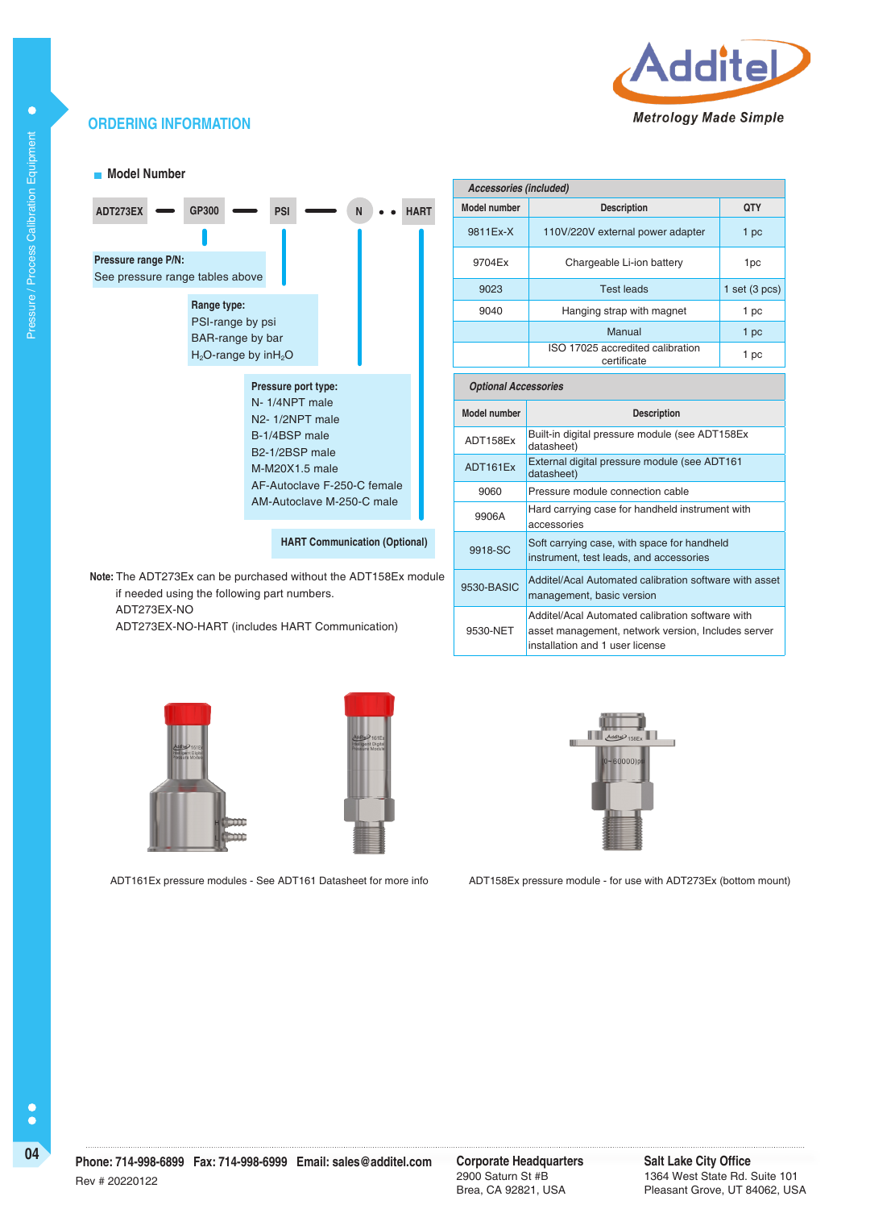## ORDERING INFORMATION

### Model Number

ADT273EX — GP300 — PSI — N • • HART

**Pressure range P/N:**
See pressure range tables above

**Range type:**
PSI-range by psi
BAR-range by bar
$H_2O$-range by $inH_2O$

**Pressure port type:**
N- 1/4NPT male
N2- 1/2NPT male
B-1/4BSP male
B2-1/2BSP male
M-M20X1.5 male
AF-Autoclave F-250-C female
AM-Autoclave M-250-C male

**HART Communication (Optional)**

**Note:** The ADT273Ex can be purchased without the ADT158Ex module if needed using the following part numbers.
ADT273EX-NO
ADT273EX-NO-HART (includes HART Communication)

*Accessories (included)*

| Model number | Description | QTY |
|---|---|---|
| 9811Ex-X | 110V/220V external power adapter | 1 pc |
| 9704Ex | Chargeable Li-ion battery | 1pc |
| 9023 | Test leads | 1 set (3 pcs) |
| 9040 | Hanging strap with magnet | 1 pc |
| | Manual | 1 pc |
| | ISO 17025 accredited calibration certificate | 1 pc |

*Optional Accessories*

| Model number | Description |
|---|---|
| ADT158Ex | Built-in digital pressure module (see ADT158Ex datasheet) |
| ADT161Ex | External digital pressure module (see ADT161 datasheet) |
| 9060 | Pressure module connection cable |
| 9906A | Hard carrying case for handheld instrument with accessories |
| 9918-SC | Soft carrying case, with space for handheld instrument, test leads, and accessories |
| 9530-BASIC | Additel/Acal Automated calibration software with asset management, basic version |
| 9530-NET | Additel/Acal Automated calibration software with asset management, network version, Includes server installation and 1 user license |

ADT161Ex pressure modules - See ADT161 Datasheet for more info

ADT158Ex pressure module - for use with ADT273Ex (bottom mount)

Phone: 714-998-6899 Fax: 714-998-6999 Email: sales@additel.com
Rev # 20220122

**Corporate Headquarters**
2900 Saturn St #B
Brea, CA 92821, USA

**Salt Lake City Office**
1364 West State Rd. Suite 101
Pleasant Grove, UT 84062, USA